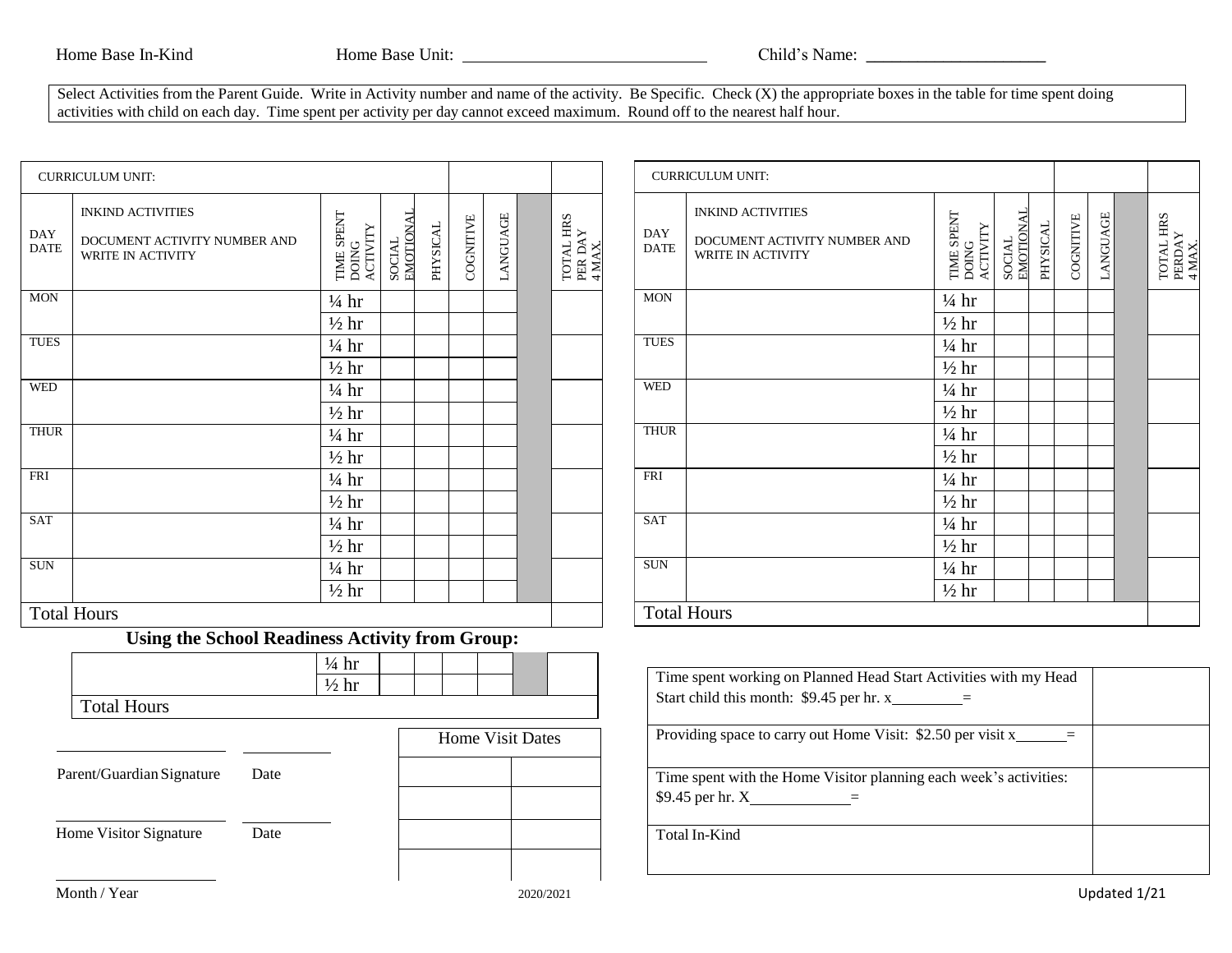Home Base In-Kind Home Base Unit: ____________________________ Child's Name: ____________________

Select Activities from the Parent Guide. Write in Activity number and name of the activity. Be Specific. Check (X) the appropriate boxes in the table for time spent doing activities with child on each day. Time spent per activity per day cannot exceed maximum. Round off to the nearest half hour.

| CURRICULUM UNIT: | | | | | | | | |
|---|---|---|---|---|---|---|---|---|
| DAY DATE | INKIND ACTIVITIES<br>DOCUMENT ACTIVITY NUMBER AND WRITE IN ACTIVITY | TIME SPENT DOING ACTIVITY | SOCIAL EMOTIONAL | PHYSICAL | COGNITIVE | LANGUAGE | | TOTAL HRS PER DAY 4 MAX. |
| MON | | ¼ hr | | | | | | |
| | | ½ hr | | | | | | |
| TUES | | ¼ hr | | | | | | |
| | | ½ hr | | | | | | |
| WED | | ¼ hr | | | | | | |
| | | ½ hr | | | | | | |
| THUR | | ¼ hr | | | | | | |
| | | ½ hr | | | | | | |
| FRI | | ¼ hr | | | | | | |
| | | ½ hr | | | | | | |
| SAT | | ¼ hr | | | | | | |
| | | ½ hr | | | | | | |
| SUN | | ¼ hr | | | | | | |
| | | ½ hr | | | | | | |
| Total Hours | | | | | | | | |

| CURRICULUM UNIT: | | | | | | | | |
|---|---|---|---|---|---|---|---|---|
| DAY DATE | INKIND ACTIVITIES<br>DOCUMENT ACTIVITY NUMBER AND WRITE IN ACTIVITY | TIME SPENT DOING ACTIVITY | SOCIAL EMOTIONAL | PHYSICAL | COGNITIVE | LANGUAGE | | TOTAL HRS PERDAY 4 MAX. |
| MON | | ¼ hr | | | | | | |
| | | ½ hr | | | | | | |
| TUES | | ¼ hr | | | | | | |
| | | ½ hr | | | | | | |
| WED | | ¼ hr | | | | | | |
| | | ½ hr | | | | | | |
| THUR | | ¼ hr | | | | | | |
| | | ½ hr | | | | | | |
| FRI | | ¼ hr | | | | | | |
| | | ½ hr | | | | | | |
| SAT | | ¼ hr | | | | | | |
| | | ½ hr | | | | | | |
| SUN | | ¼ hr | | | | | | |
| | | ½ hr | | | | | | |
| Total Hours | | | | | | | | |

**Using the School Readiness Activity from Group:**

| | | | | | | | |
|---|---|---|---|---|---|---|---|
| | ¼ hr | | | | | | |
| | ½ hr | | | | | | |
| Total Hours | | | | | | | |

| Description | Amount |
|---|---|
| Time spent working on Planned Head Start Activities with my Head Start child this month: $9.45 per hr. x_________= | |
| Providing space to carry out Home Visit: $2.50 per visit x______= | |
| Time spent with the Home Visitor planning each week's activities: $9.45 per hr. X____________= | |
| Total In-Kind | |

_____________________ __________
Parent/Guardian Signature Date

_____________________ __________
Home Visitor Signature Date

_____________________
Month / Year

| Home Visit Dates | |
|---|---|
| | |
| | |
| | |
| | |

2020/2021

Updated 1/21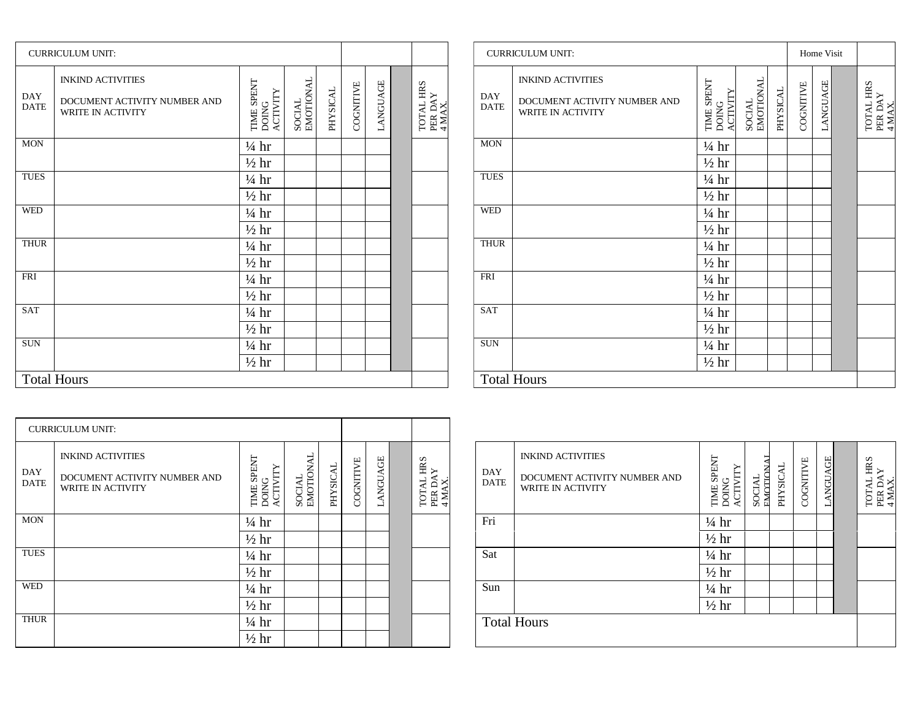| CURRICULUM UNIT: | | | | | | | | | |
|---|---|---|---|---|---|---|---|---|---|
| DAY DATE | INKIND ACTIVITIES<br>DOCUMENT ACTIVITY NUMBER AND WRITE IN ACTIVITY | TIME SPENT DOING ACTIVITY | SOCIAL EMOTIONAL | PHYSICAL | COGNITIVE | LANGUAGE | | TOTAL HRS PER DAY 4 MAX. |
| MON | | ¼ hr | | | | | | |
| | | ½ hr | | | | | | |
| TUES | | ¼ hr | | | | | | |
| | | ½ hr | | | | | | |
| WED | | ¼ hr | | | | | | |
| | | ½ hr | | | | | | |
| THUR | | ¼ hr | | | | | | |
| | | ½ hr | | | | | | |
| FRI | | ¼ hr | | | | | | |
| | | ½ hr | | | | | | |
| SAT | | ¼ hr | | | | | | |
| | | ½ hr | | | | | | |
| SUN | | ¼ hr | | | | | | |
| | | ½ hr | | | | | | |
| Total Hours | | | | | | | | |

| CURRICULUM UNIT: | | | | | Home Visit | | | |
|---|---|---|---|---|---|---|---|---|
| DAY DATE | INKIND ACTIVITIES<br>DOCUMENT ACTIVITY NUMBER AND WRITE IN ACTIVITY | TIME SPENT DOING ACTIVITY | SOCIAL EMOTIONAL | PHYSICAL | COGNITIVE | LANGUAGE | | TOTAL HRS PER DAY 4 MAX. |
| MON | | ¼ hr | | | | | | |
| | | ½ hr | | | | | | |
| TUES | | ¼ hr | | | | | | |
| | | ½ hr | | | | | | |
| WED | | ¼ hr | | | | | | |
| | | ½ hr | | | | | | |
| THUR | | ¼ hr | | | | | | |
| | | ½ hr | | | | | | |
| FRI | | ¼ hr | | | | | | |
| | | ½ hr | | | | | | |
| SAT | | ¼ hr | | | | | | |
| | | ½ hr | | | | | | |
| SUN | | ¼ hr | | | | | | |
| | | ½ hr | | | | | | |
| Total Hours | | | | | | | | |

| CURRICULUM UNIT: | | | | | | | | |
|---|---|---|---|---|---|---|---|---|
| DAY DATE | INKIND ACTIVITIES<br>DOCUMENT ACTIVITY NUMBER AND WRITE IN ACTIVITY | TIME SPENT DOING ACTIVITY | SOCIAL EMOTIONAL | PHYSICAL | COGNITIVE | LANGUAGE | | TOTAL HRS PER DAY 4 MAX. |
| MON | | ¼ hr | | | | | | |
| | | ½ hr | | | | | | |
| TUES | | ¼ hr | | | | | | |
| | | ½ hr | | | | | | |
| WED | | ¼ hr | | | | | | |
| | | ½ hr | | | | | | |
| THUR | | ¼ hr | | | | | | |
| | | ½ hr | | | | | | |

| DAY DATE | INKIND ACTIVITIES<br>DOCUMENT ACTIVITY NUMBER AND WRITE IN ACTIVITY | TIME SPENT DOING ACTIVITY | SOCIAL EMOTIONAL | PHYSICAL | COGNITIVE | LANGUAGE | | TOTAL HRS PER DAY 4 MAX. |
|---|---|---|---|---|---|---|---|---|
| Fri | | ¼ hr | | | | | | |
| | | ½ hr | | | | | | |
| Sat | | ¼ hr | | | | | | |
| | | ½ hr | | | | | | |
| Sun | | ¼ hr | | | | | | |
| | | ½ hr | | | | | | |
| Total Hours | | | | | | | | |